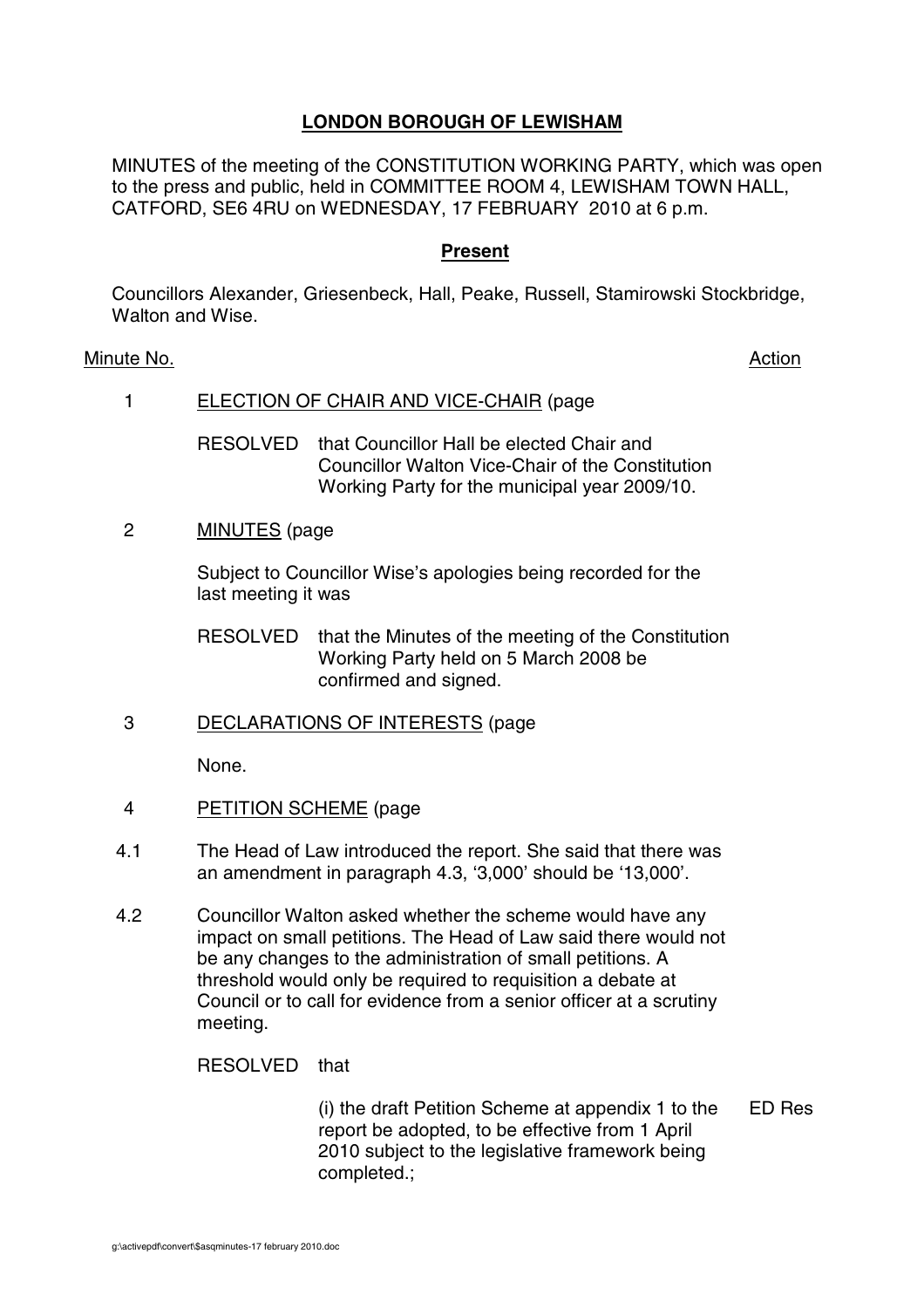# LONDON BOROUGH OF LEWISHAM

MINUTES of the meeting of the CONSTITUTION WORKING PARTY, which was open to the press and public, held in COMMITTEE ROOM 4, LEWISHAM TOWN HALL, CATFORD, SE6 4RU on WEDNESDAY, 17 FEBRUARY 2010 at 6 p.m.

## Present

Councillors Alexander, Griesenbeck, Hall, Peake, Russell, Stamirowski Stockbridge, Walton and Wise.

| Minute No. | | Action |
|---|---|---|
| 1 | ELECTION OF CHAIR AND VICE-CHAIR (page | |
| | RESOLVED that Councillor Hall be elected Chair and Councillor Walton Vice-Chair of the Constitution Working Party for the municipal year 2009/10. | |
| 2 | MINUTES (page | |
| | Subject to Councillor Wise's apologies being recorded for the last meeting it was | |
| | RESOLVED that the Minutes of the meeting of the Constitution Working Party held on 5 March 2008 be confirmed and signed. | |
| 3 | DECLARATIONS OF INTERESTS (page | |
| | None. | |
| 4 | PETITION SCHEME (page | |
| 4.1 | The Head of Law introduced the report. She said that there was an amendment in paragraph 4.3, '3,000' should be '13,000'. | |
| 4.2 | Councillor Walton asked whether the scheme would have any impact on small petitions. The Head of Law said there would not be any changes to the administration of small petitions. A threshold would only be required to requisition a debate at Council or to call for evidence from a senior officer at a scrutiny meeting. | |
| | RESOLVED that | |
| | (i) the draft Petition Scheme at appendix 1 to the report be adopted, to be effective from 1 April 2010 subject to the legislative framework being completed.; | ED Res |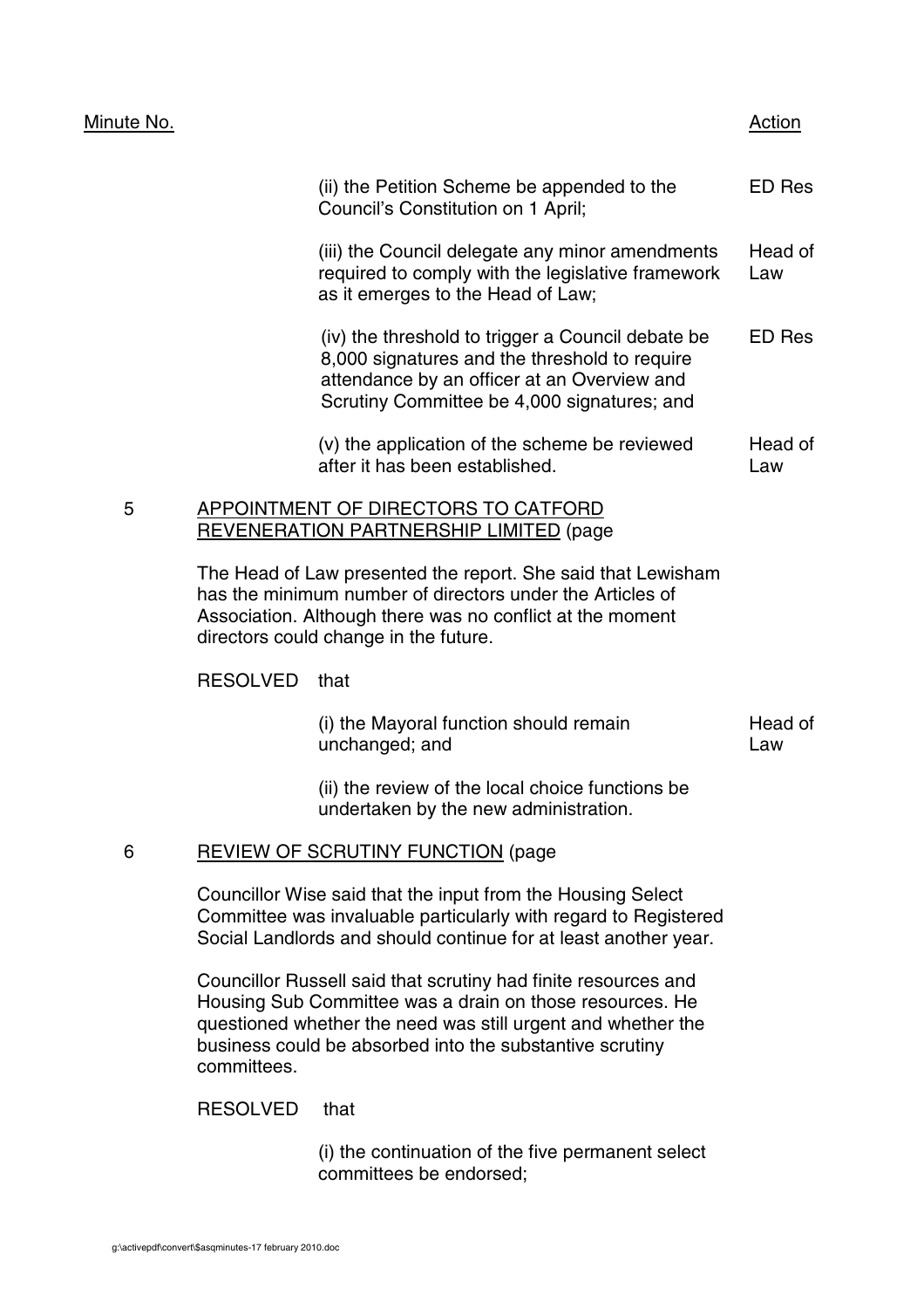| Minute No. | | Action |
|---|---|---|
| | (ii) the Petition Scheme be appended to the Council's Constitution on 1 April; | ED Res |
| | (iii) the Council delegate any minor amendments required to comply with the legislative framework as it emerges to the Head of Law; | Head of Law |
| | (iv) the threshold to trigger a Council debate be 8,000 signatures and the threshold to require attendance by an officer at an Overview and Scrutiny Committee be 4,000 signatures; and | ED Res |
| | (v) the application of the scheme be reviewed after it has been established. | Head of Law |

## 5 APPOINTMENT OF DIRECTORS TO CATFORD REVENERATION PARTNERSHIP LIMITED (page

The Head of Law presented the report. She said that Lewisham has the minimum number of directors under the Articles of Association. Although there was no conflict at the moment directors could change in the future.

RESOLVED that

| | Action |
|---|---|
| (i) the Mayoral function should remain unchanged; and | Head of Law |
| (ii) the review of the local choice functions be undertaken by the new administration. | |

## 6 REVIEW OF SCRUTINY FUNCTION (page

Councillor Wise said that the input from the Housing Select Committee was invaluable particularly with regard to Registered Social Landlords and should continue for at least another year.

Councillor Russell said that scrutiny had finite resources and Housing Sub Committee was a drain on those resources. He questioned whether the need was still urgent and whether the business could be absorbed into the substantive scrutiny committees.

RESOLVED that

(i) the continuation of the five permanent select committees be endorsed;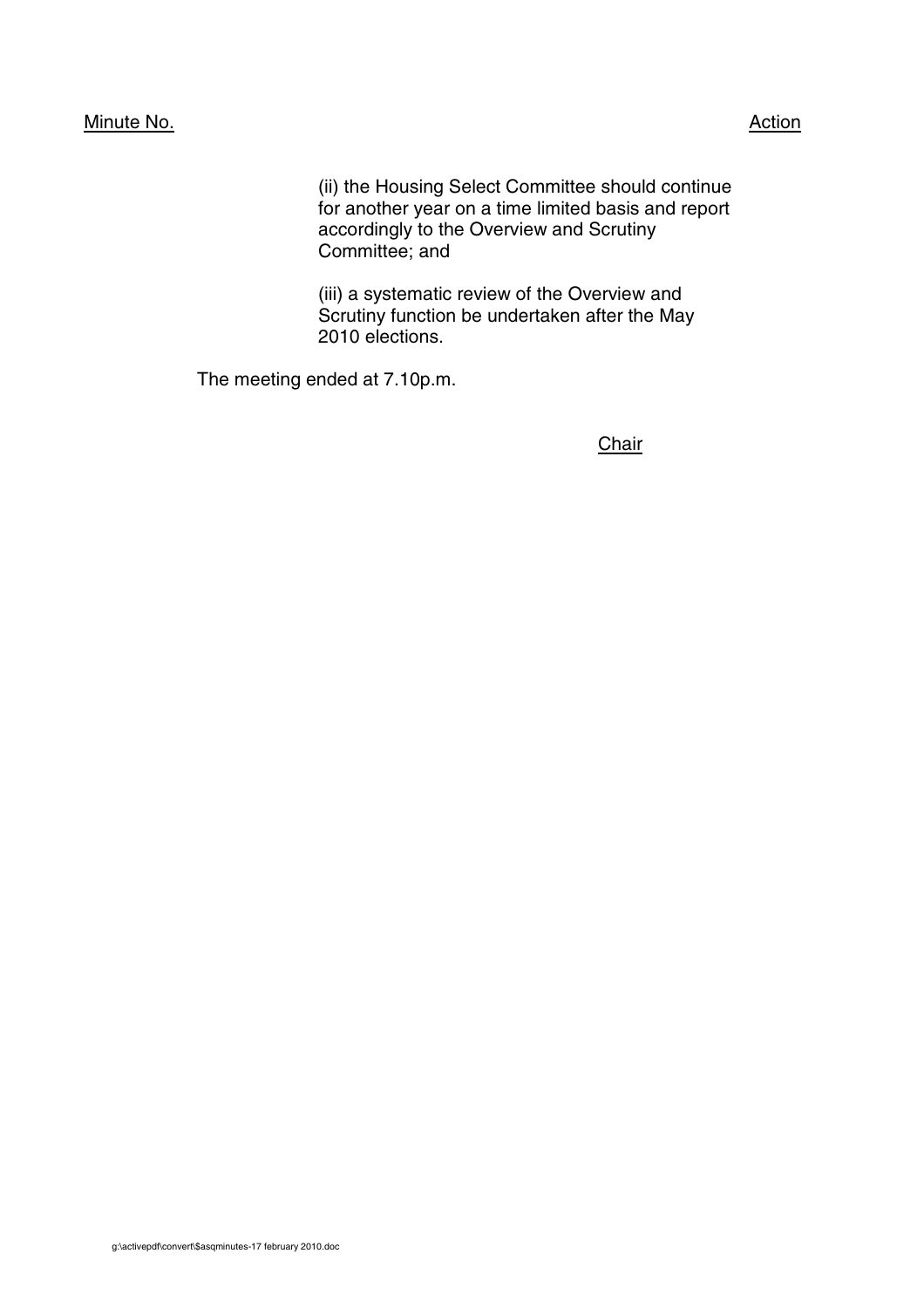Minute No. Action

(ii) the Housing Select Committee should continue for another year on a time limited basis and report accordingly to the Overview and Scrutiny Committee; and

(iii) a systematic review of the Overview and Scrutiny function be undertaken after the May 2010 elections.

The meeting ended at 7.10p.m.

Chair